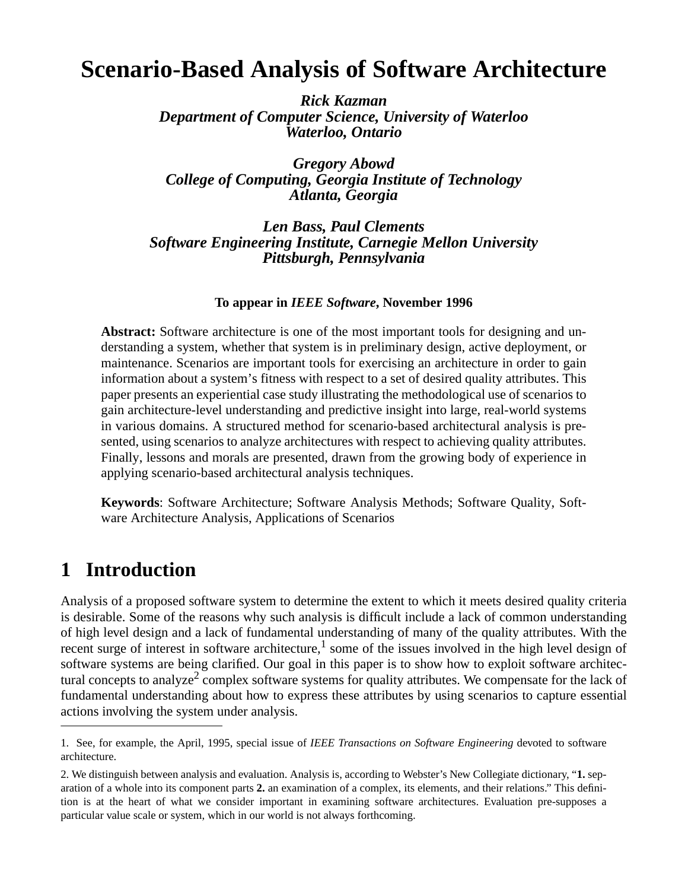# Scenario-Based Analysis of Software Architecture

***Rick Kazman***
***Department of Computer Science, University of Waterloo***
***Waterloo, Ontario***

***Gregory Abowd***
***College of Computing, Georgia Institute of Technology***
***Atlanta, Georgia***

***Len Bass, Paul Clements***
***Software Engineering Institute, Carnegie Mellon University***
***Pittsburgh, Pennsylvania***

**To appear in *IEEE Software*, November 1996**

**Abstract:** Software architecture is one of the most important tools for designing and understanding a system, whether that system is in preliminary design, active deployment, or maintenance. Scenarios are important tools for exercising an architecture in order to gain information about a system's fitness with respect to a set of desired quality attributes. This paper presents an experiential case study illustrating the methodological use of scenarios to gain architecture-level understanding and predictive insight into large, real-world systems in various domains. A structured method for scenario-based architectural analysis is presented, using scenarios to analyze architectures with respect to achieving quality attributes. Finally, lessons and morals are presented, drawn from the growing body of experience in applying scenario-based architectural analysis techniques.

**Keywords**: Software Architecture; Software Analysis Methods; Software Quality, Software Architecture Analysis, Applications of Scenarios

## 1 Introduction

Analysis of a proposed software system to determine the extent to which it meets desired quality criteria is desirable. Some of the reasons why such analysis is difficult include a lack of common understanding of high level design and a lack of fundamental understanding of many of the quality attributes. With the recent surge of interest in software architecture,[1] some of the issues involved in the high level design of software systems are being clarified. Our goal in this paper is to show how to exploit software architectural concepts to analyze[2] complex software systems for quality attributes. We compensate for the lack of fundamental understanding about how to express these attributes by using scenarios to capture essential actions involving the system under analysis.

---

1. See, for example, the April, 1995, special issue of *IEEE Transactions on Software Engineering* devoted to software architecture.

2. We distinguish between analysis and evaluation. Analysis is, according to Webster's New Collegiate dictionary, "**1.** separation of a whole into its component parts **2.** an examination of a complex, its elements, and their relations." This definition is at the heart of what we consider important in examining software architectures. Evaluation pre-supposes a particular value scale or system, which in our world is not always forthcoming.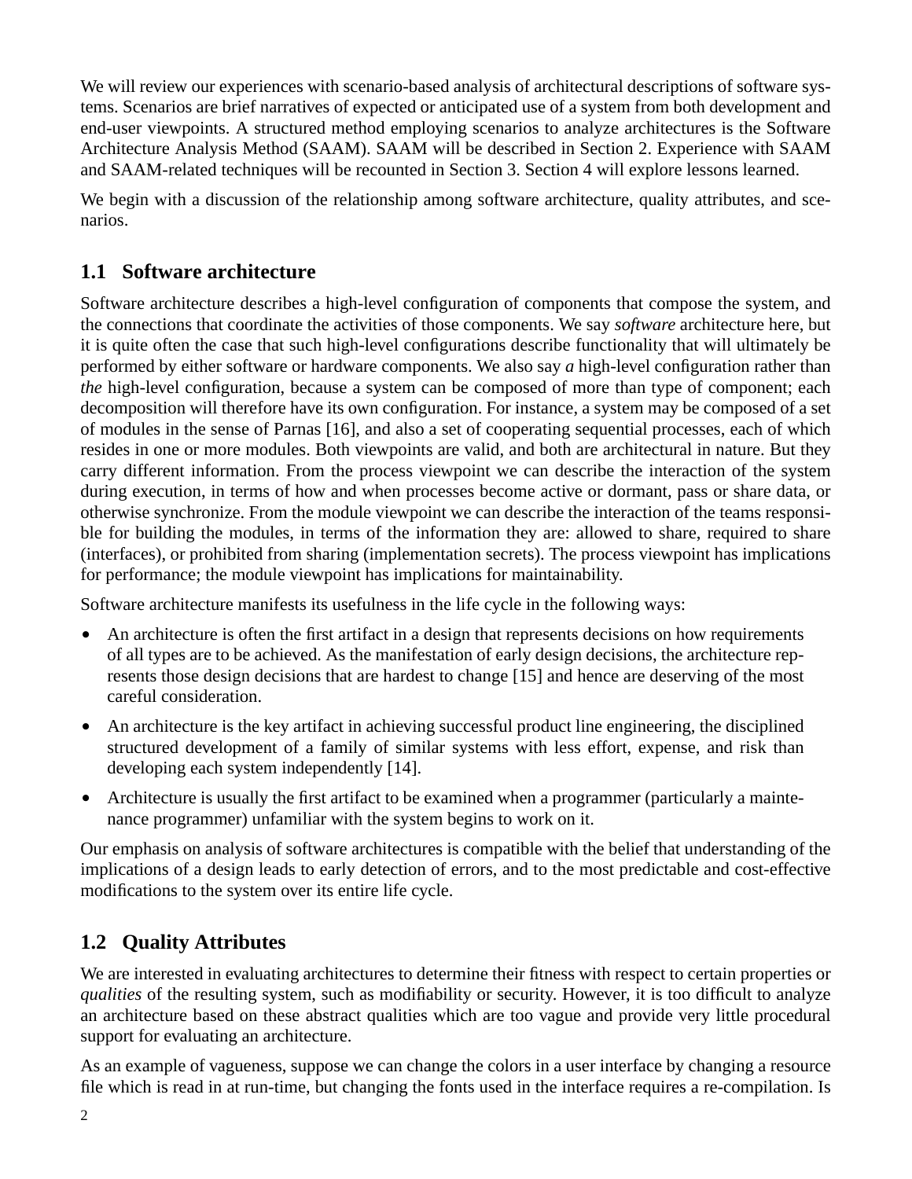We will review our experiences with scenario-based analysis of architectural descriptions of software systems. Scenarios are brief narratives of expected or anticipated use of a system from both development and end-user viewpoints. A structured method employing scenarios to analyze architectures is the Software Architecture Analysis Method (SAAM). SAAM will be described in Section 2. Experience with SAAM and SAAM-related techniques will be recounted in Section 3. Section 4 will explore lessons learned.

We begin with a discussion of the relationship among software architecture, quality attributes, and scenarios.

## 1.1 Software architecture

Software architecture describes a high-level configuration of components that compose the system, and the connections that coordinate the activities of those components. We say *software* architecture here, but it is quite often the case that such high-level configurations describe functionality that will ultimately be performed by either software or hardware components. We also say *a* high-level configuration rather than *the* high-level configuration, because a system can be composed of more than type of component; each decomposition will therefore have its own configuration. For instance, a system may be composed of a set of modules in the sense of Parnas [16], and also a set of cooperating sequential processes, each of which resides in one or more modules. Both viewpoints are valid, and both are architectural in nature. But they carry different information. From the process viewpoint we can describe the interaction of the system during execution, in terms of how and when processes become active or dormant, pass or share data, or otherwise synchronize. From the module viewpoint we can describe the interaction of the teams responsible for building the modules, in terms of the information they are: allowed to share, required to share (interfaces), or prohibited from sharing (implementation secrets). The process viewpoint has implications for performance; the module viewpoint has implications for maintainability.

Software architecture manifests its usefulness in the life cycle in the following ways:

- An architecture is often the first artifact in a design that represents decisions on how requirements of all types are to be achieved. As the manifestation of early design decisions, the architecture represents those design decisions that are hardest to change [15] and hence are deserving of the most careful consideration.
- An architecture is the key artifact in achieving successful product line engineering, the disciplined structured development of a family of similar systems with less effort, expense, and risk than developing each system independently [14].
- Architecture is usually the first artifact to be examined when a programmer (particularly a maintenance programmer) unfamiliar with the system begins to work on it.

Our emphasis on analysis of software architectures is compatible with the belief that understanding of the implications of a design leads to early detection of errors, and to the most predictable and cost-effective modifications to the system over its entire life cycle.

## 1.2 Quality Attributes

We are interested in evaluating architectures to determine their fitness with respect to certain properties or *qualities* of the resulting system, such as modifiability or security. However, it is too difficult to analyze an architecture based on these abstract qualities which are too vague and provide very little procedural support for evaluating an architecture.

As an example of vagueness, suppose we can change the colors in a user interface by changing a resource file which is read in at run-time, but changing the fonts used in the interface requires a re-compilation. Is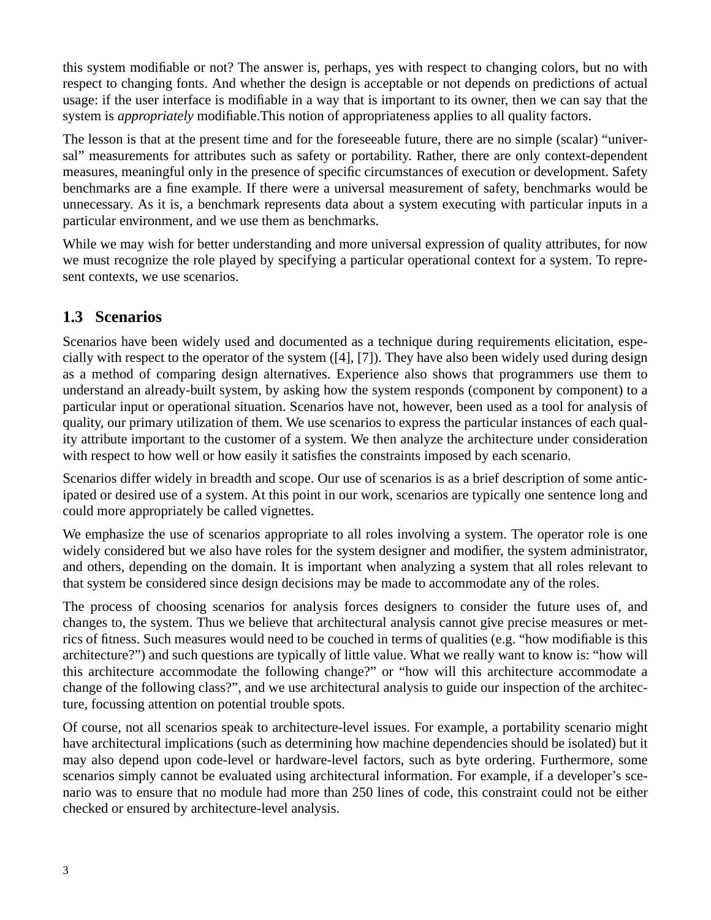this system modifiable or not? The answer is, perhaps, yes with respect to changing colors, but no with respect to changing fonts. And whether the design is acceptable or not depends on predictions of actual usage: if the user interface is modifiable in a way that is important to its owner, then we can say that the system is *appropriately* modifiable.This notion of appropriateness applies to all quality factors.

The lesson is that at the present time and for the foreseeable future, there are no simple (scalar) "universal" measurements for attributes such as safety or portability. Rather, there are only context-dependent measures, meaningful only in the presence of specific circumstances of execution or development. Safety benchmarks are a fine example. If there were a universal measurement of safety, benchmarks would be unnecessary. As it is, a benchmark represents data about a system executing with particular inputs in a particular environment, and we use them as benchmarks.

While we may wish for better understanding and more universal expression of quality attributes, for now we must recognize the role played by specifying a particular operational context for a system. To represent contexts, we use scenarios.

## 1.3 Scenarios

Scenarios have been widely used and documented as a technique during requirements elicitation, especially with respect to the operator of the system ([4], [7]). They have also been widely used during design as a method of comparing design alternatives. Experience also shows that programmers use them to understand an already-built system, by asking how the system responds (component by component) to a particular input or operational situation. Scenarios have not, however, been used as a tool for analysis of quality, our primary utilization of them. We use scenarios to express the particular instances of each quality attribute important to the customer of a system. We then analyze the architecture under consideration with respect to how well or how easily it satisfies the constraints imposed by each scenario.

Scenarios differ widely in breadth and scope. Our use of scenarios is as a brief description of some anticipated or desired use of a system. At this point in our work, scenarios are typically one sentence long and could more appropriately be called vignettes.

We emphasize the use of scenarios appropriate to all roles involving a system. The operator role is one widely considered but we also have roles for the system designer and modifier, the system administrator, and others, depending on the domain. It is important when analyzing a system that all roles relevant to that system be considered since design decisions may be made to accommodate any of the roles.

The process of choosing scenarios for analysis forces designers to consider the future uses of, and changes to, the system. Thus we believe that architectural analysis cannot give precise measures or metrics of fitness. Such measures would need to be couched in terms of qualities (e.g. "how modifiable is this architecture?") and such questions are typically of little value. What we really want to know is: "how will this architecture accommodate the following change?" or "how will this architecture accommodate a change of the following class?", and we use architectural analysis to guide our inspection of the architecture, focussing attention on potential trouble spots.

Of course, not all scenarios speak to architecture-level issues. For example, a portability scenario might have architectural implications (such as determining how machine dependencies should be isolated) but it may also depend upon code-level or hardware-level factors, such as byte ordering. Furthermore, some scenarios simply cannot be evaluated using architectural information. For example, if a developer's scenario was to ensure that no module had more than 250 lines of code, this constraint could not be either checked or ensured by architecture-level analysis.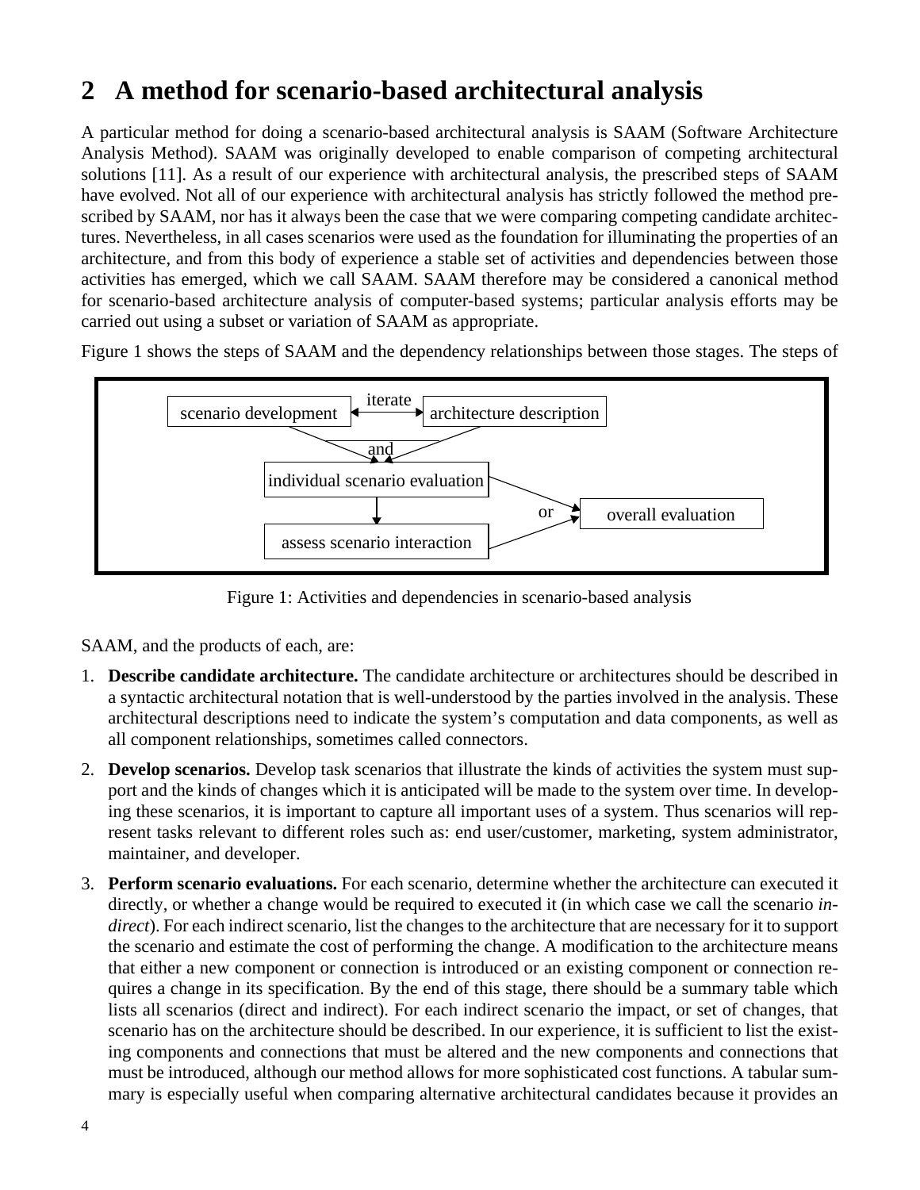# 2 A method for scenario-based architectural analysis

A particular method for doing a scenario-based architectural analysis is SAAM (Software Architecture Analysis Method). SAAM was originally developed to enable comparison of competing architectural solutions [11]. As a result of our experience with architectural analysis, the prescribed steps of SAAM have evolved. Not all of our experience with architectural analysis has strictly followed the method prescribed by SAAM, nor has it always been the case that we were comparing competing candidate architectures. Nevertheless, in all cases scenarios were used as the foundation for illuminating the properties of an architecture, and from this body of experience a stable set of activities and dependencies between those activities has emerged, which we call SAAM. SAAM therefore may be considered a canonical method for scenario-based architecture analysis of computer-based systems; particular analysis efforts may be carried out using a subset or variation of SAAM as appropriate.

Figure 1 shows the steps of SAAM and the dependency relationships between those stages. The steps of SAAM, and the products of each, are:

Figure 1: Activities and dependencies in scenario-based analysis

1. **Describe candidate architecture.** The candidate architecture or architectures should be described in a syntactic architectural notation that is well-understood by the parties involved in the analysis. These architectural descriptions need to indicate the system's computation and data components, as well as all component relationships, sometimes called connectors.
2. **Develop scenarios.** Develop task scenarios that illustrate the kinds of activities the system must support and the kinds of changes which it is anticipated will be made to the system over time. In developing these scenarios, it is important to capture all important uses of a system. Thus scenarios will represent tasks relevant to different roles such as: end user/customer, marketing, system administrator, maintainer, and developer.
3. **Perform scenario evaluations.** For each scenario, determine whether the architecture can executed it directly, or whether a change would be required to executed it (in which case we call the scenario *indirect*). For each indirect scenario, list the changes to the architecture that are necessary for it to support the scenario and estimate the cost of performing the change. A modification to the architecture means that either a new component or connection is introduced or an existing component or connection requires a change in its specification. By the end of this stage, there should be a summary table which lists all scenarios (direct and indirect). For each indirect scenario the impact, or set of changes, that scenario has on the architecture should be described. In our experience, it is sufficient to list the existing components and connections that must be altered and the new components and connections that must be introduced, although our method allows for more sophisticated cost functions. A tabular summary is especially useful when comparing alternative architectural candidates because it provides an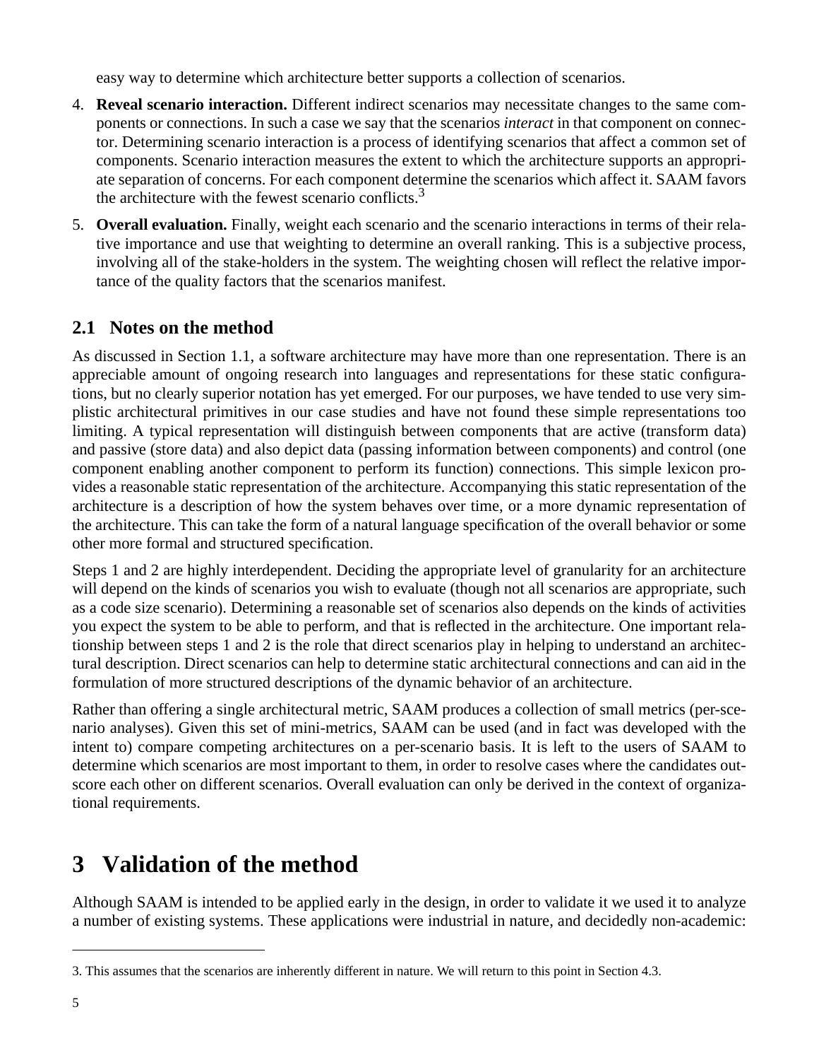easy way to determine which architecture better supports a collection of scenarios.

4. **Reveal scenario interaction.** Different indirect scenarios may necessitate changes to the same components or connections. In such a case we say that the scenarios *interact* in that component on connector. Determining scenario interaction is a process of identifying scenarios that affect a common set of components. Scenario interaction measures the extent to which the architecture supports an appropriate separation of concerns. For each component determine the scenarios which affect it. SAAM favors the architecture with the fewest scenario conflicts.[3]
5. **Overall evaluation.** Finally, weight each scenario and the scenario interactions in terms of their relative importance and use that weighting to determine an overall ranking. This is a subjective process, involving all of the stake-holders in the system. The weighting chosen will reflect the relative importance of the quality factors that the scenarios manifest.

## 2.1 Notes on the method

As discussed in Section 1.1, a software architecture may have more than one representation. There is an appreciable amount of ongoing research into languages and representations for these static configurations, but no clearly superior notation has yet emerged. For our purposes, we have tended to use very simplistic architectural primitives in our case studies and have not found these simple representations too limiting. A typical representation will distinguish between components that are active (transform data) and passive (store data) and also depict data (passing information between components) and control (one component enabling another component to perform its function) connections. This simple lexicon provides a reasonable static representation of the architecture. Accompanying this static representation of the architecture is a description of how the system behaves over time, or a more dynamic representation of the architecture. This can take the form of a natural language specification of the overall behavior or some other more formal and structured specification.

Steps 1 and 2 are highly interdependent. Deciding the appropriate level of granularity for an architecture will depend on the kinds of scenarios you wish to evaluate (though not all scenarios are appropriate, such as a code size scenario). Determining a reasonable set of scenarios also depends on the kinds of activities you expect the system to be able to perform, and that is reflected in the architecture. One important relationship between steps 1 and 2 is the role that direct scenarios play in helping to understand an architectural description. Direct scenarios can help to determine static architectural connections and can aid in the formulation of more structured descriptions of the dynamic behavior of an architecture.

Rather than offering a single architectural metric, SAAM produces a collection of small metrics (per-scenario analyses). Given this set of mini-metrics, SAAM can be used (and in fact was developed with the intent to) compare competing architectures on a per-scenario basis. It is left to the users of SAAM to determine which scenarios are most important to them, in order to resolve cases where the candidates outscore each other on different scenarios. Overall evaluation can only be derived in the context of organizational requirements.

# 3 Validation of the method

Although SAAM is intended to be applied early in the design, in order to validate it we used it to analyze a number of existing systems. These applications were industrial in nature, and decidedly non-academic:

---

3. This assumes that the scenarios are inherently different in nature. We will return to this point in Section 4.3.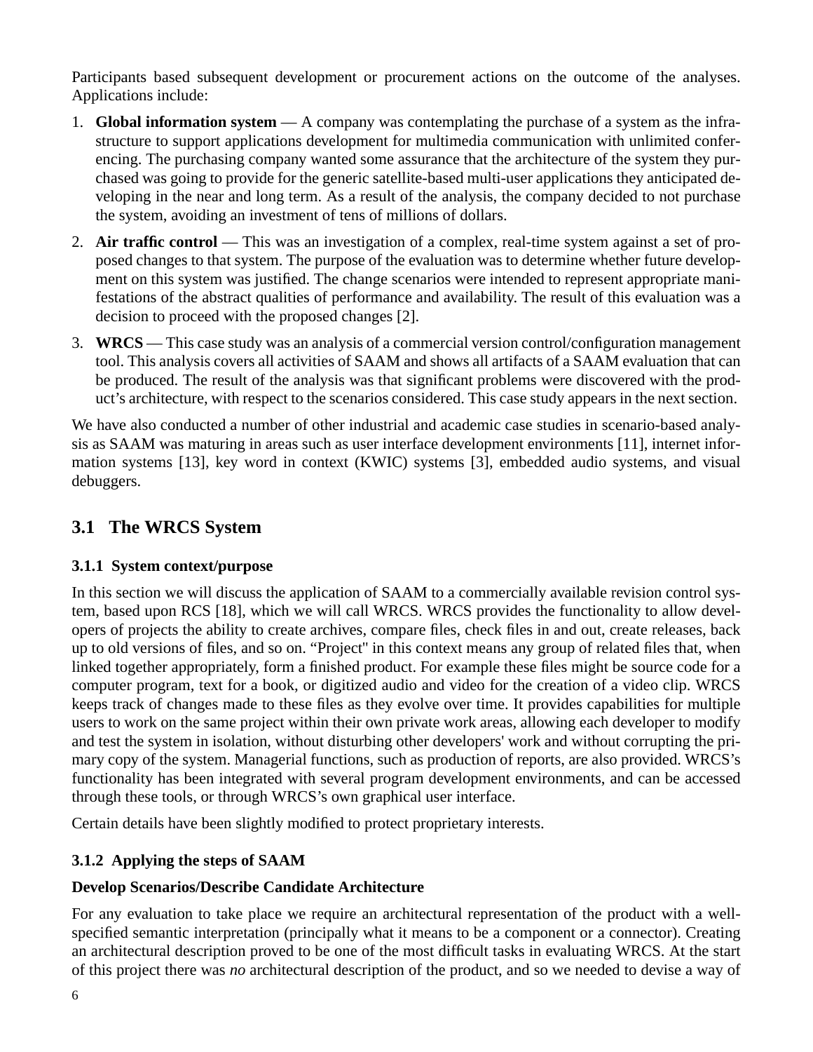Participants based subsequent development or procurement actions on the outcome of the analyses. Applications include:

1. **Global information system** — A company was contemplating the purchase of a system as the infrastructure to support applications development for multimedia communication with unlimited conferencing. The purchasing company wanted some assurance that the architecture of the system they purchased was going to provide for the generic satellite-based multi-user applications they anticipated developing in the near and long term. As a result of the analysis, the company decided to not purchase the system, avoiding an investment of tens of millions of dollars.
2. **Air traffic control** — This was an investigation of a complex, real-time system against a set of proposed changes to that system. The purpose of the evaluation was to determine whether future development on this system was justified. The change scenarios were intended to represent appropriate manifestations of the abstract qualities of performance and availability. The result of this evaluation was a decision to proceed with the proposed changes [2].
3. **WRCS** — This case study was an analysis of a commercial version control/configuration management tool. This analysis covers all activities of SAAM and shows all artifacts of a SAAM evaluation that can be produced. The result of the analysis was that significant problems were discovered with the product's architecture, with respect to the scenarios considered. This case study appears in the next section.

We have also conducted a number of other industrial and academic case studies in scenario-based analysis as SAAM was maturing in areas such as user interface development environments [11], internet information systems [13], key word in context (KWIC) systems [3], embedded audio systems, and visual debuggers.

## 3.1 The WRCS System

### 3.1.1 System context/purpose

In this section we will discuss the application of SAAM to a commercially available revision control system, based upon RCS [18], which we will call WRCS. WRCS provides the functionality to allow developers of projects the ability to create archives, compare files, check files in and out, create releases, back up to old versions of files, and so on. "Project" in this context means any group of related files that, when linked together appropriately, form a finished product. For example these files might be source code for a computer program, text for a book, or digitized audio and video for the creation of a video clip. WRCS keeps track of changes made to these files as they evolve over time. It provides capabilities for multiple users to work on the same project within their own private work areas, allowing each developer to modify and test the system in isolation, without disturbing other developers' work and without corrupting the primary copy of the system. Managerial functions, such as production of reports, are also provided. WRCS's functionality has been integrated with several program development environments, and can be accessed through these tools, or through WRCS's own graphical user interface.

Certain details have been slightly modified to protect proprietary interests.

### 3.1.2 Applying the steps of SAAM

**Develop Scenarios/Describe Candidate Architecture**

For any evaluation to take place we require an architectural representation of the product with a well-specified semantic interpretation (principally what it means to be a component or a connector). Creating an architectural description proved to be one of the most difficult tasks in evaluating WRCS. At the start of this project there was *no* architectural description of the product, and so we needed to devise a way of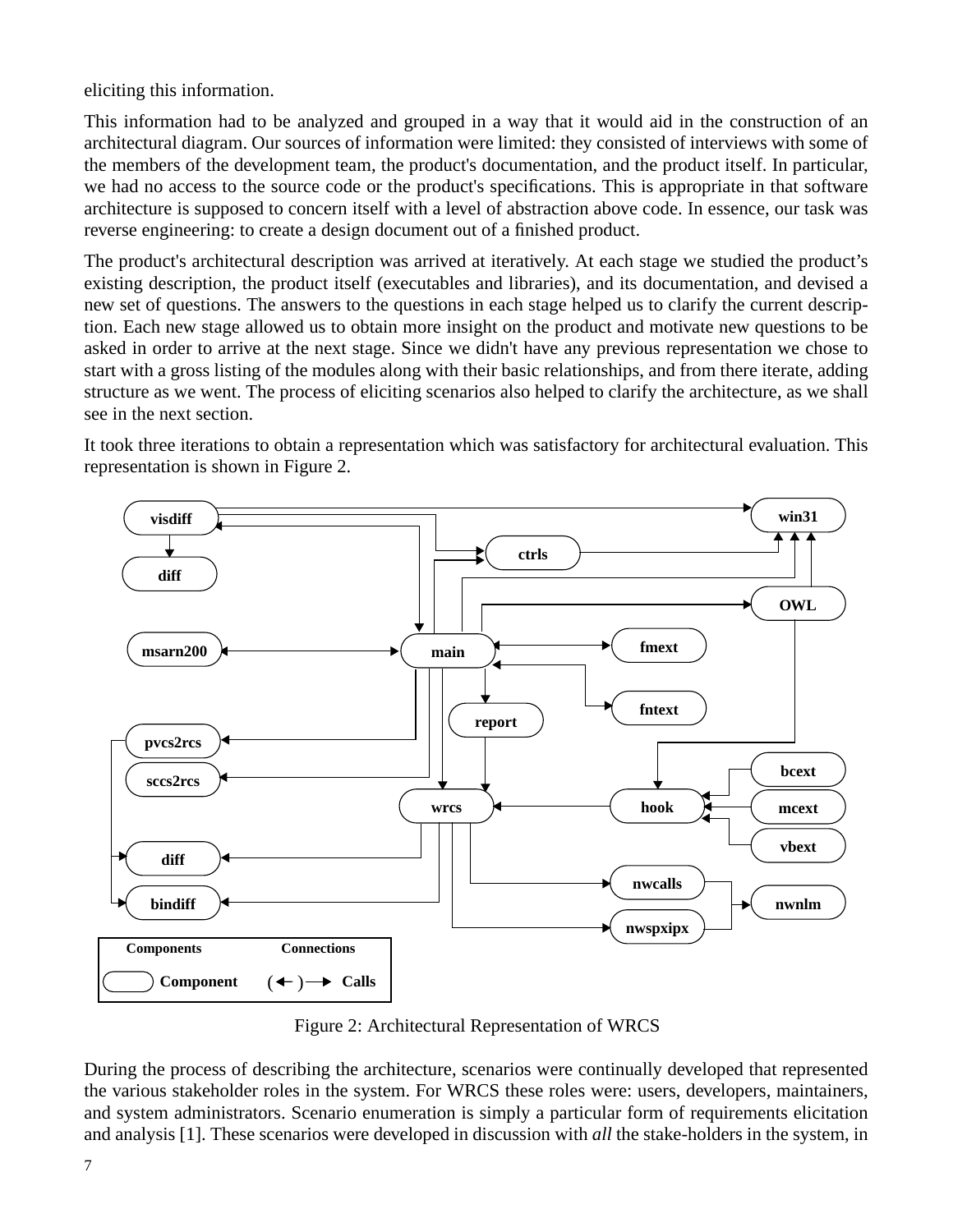eliciting this information.

This information had to be analyzed and grouped in a way that it would aid in the construction of an architectural diagram. Our sources of information were limited: they consisted of interviews with some of the members of the development team, the product's documentation, and the product itself. In particular, we had no access to the source code or the product's specifications. This is appropriate in that software architecture is supposed to concern itself with a level of abstraction above code. In essence, our task was reverse engineering: to create a design document out of a finished product.

The product's architectural description was arrived at iteratively. At each stage we studied the product's existing description, the product itself (executables and libraries), and its documentation, and devised a new set of questions. The answers to the questions in each stage helped us to clarify the current description. Each new stage allowed us to obtain more insight on the product and motivate new questions to be asked in order to arrive at the next stage. Since we didn't have any previous representation we chose to start with a gross listing of the modules along with their basic relationships, and from there iterate, adding structure as we went. The process of eliciting scenarios also helped to clarify the architecture, as we shall see in the next section.

It took three iterations to obtain a representation which was satisfactory for architectural evaluation. This representation is shown in Figure 2.

Figure 2: Architectural Representation of WRCS

During the process of describing the architecture, scenarios were continually developed that represented the various stakeholder roles in the system. For WRCS these roles were: users, developers, maintainers, and system administrators. Scenario enumeration is simply a particular form of requirements elicitation and analysis [1]. These scenarios were developed in discussion with *all* the stake-holders in the system, in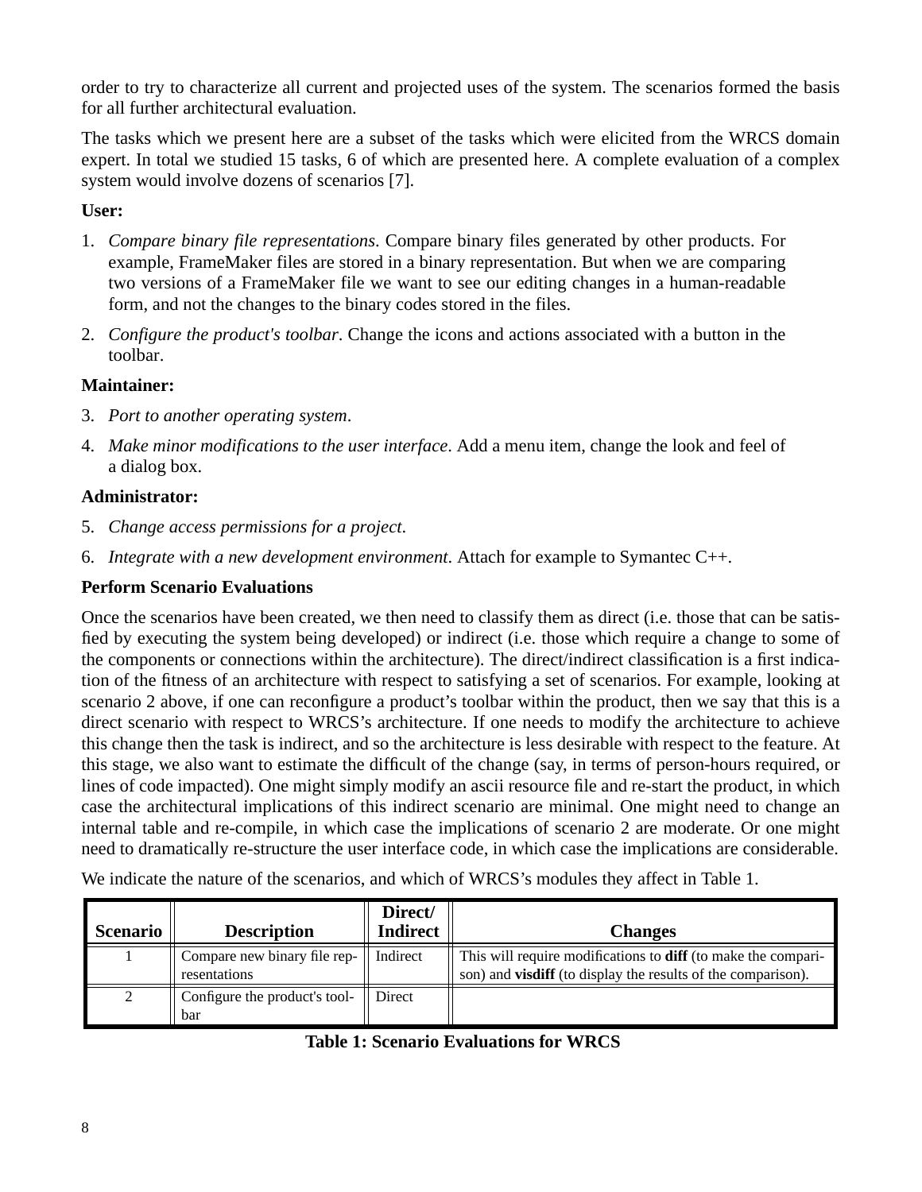order to try to characterize all current and projected uses of the system. The scenarios formed the basis for all further architectural evaluation.

The tasks which we present here are a subset of the tasks which were elicited from the WRCS domain expert. In total we studied 15 tasks, 6 of which are presented here. A complete evaluation of a complex system would involve dozens of scenarios [7].

**User:**

1. *Compare binary file representations*. Compare binary files generated by other products. For example, FrameMaker files are stored in a binary representation. But when we are comparing two versions of a FrameMaker file we want to see our editing changes in a human-readable form, and not the changes to the binary codes stored in the files.
2. *Configure the product's toolbar*. Change the icons and actions associated with a button in the toolbar.

**Maintainer:**

3. *Port to another operating system*.
4. *Make minor modifications to the user interface*. Add a menu item, change the look and feel of a dialog box.

**Administrator:**

5. *Change access permissions for a project*.
6. *Integrate with a new development environment*. Attach for example to Symantec C++.

**Perform Scenario Evaluations**

Once the scenarios have been created, we then need to classify them as direct (i.e. those that can be satisfied by executing the system being developed) or indirect (i.e. those which require a change to some of the components or connections within the architecture). The direct/indirect classification is a first indication of the fitness of an architecture with respect to satisfying a set of scenarios. For example, looking at scenario 2 above, if one can reconfigure a product's toolbar within the product, then we say that this is a direct scenario with respect to WRCS's architecture. If one needs to modify the architecture to achieve this change then the task is indirect, and so the architecture is less desirable with respect to the feature. At this stage, we also want to estimate the difficult of the change (say, in terms of person-hours required, or lines of code impacted). One might simply modify an ascii resource file and re-start the product, in which case the architectural implications of this indirect scenario are minimal. One might need to change an internal table and re-compile, in which case the implications of scenario 2 are moderate. Or one might need to dramatically re-structure the user interface code, in which case the implications are considerable.

We indicate the nature of the scenarios, and which of WRCS's modules they affect in Table 1.

| Scenario | Description | Direct/ Indirect | Changes |
|---|---|---|---|
| 1 | Compare new binary file representations | Indirect | This will require modifications to **diff** (to make the comparison) and **visdiff** (to display the results of the comparison). |
| 2 | Configure the product's toolbar | Direct | |

**Table 1: Scenario Evaluations for WRCS**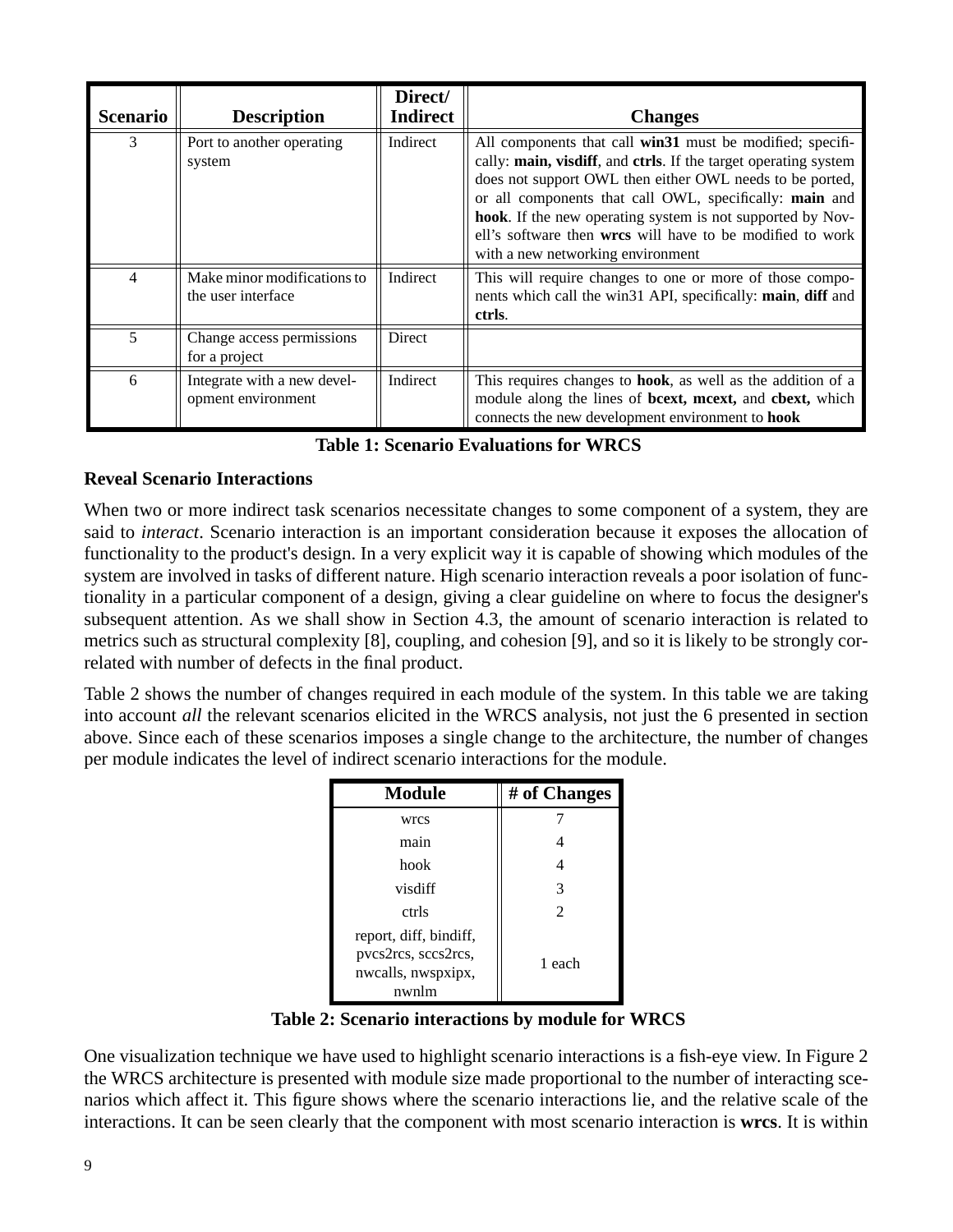| Scenario | Description | Direct/ Indirect | Changes |
|---|---|---|---|
| 3 | Port to another operating system | Indirect | All components that call **win31** must be modified; specifically: **main, visdiff**, and **ctrls**. If the target operating system does not support OWL then either OWL needs to be ported, or all components that call OWL, specifically: **main** and **hook**. If the new operating system is not supported by Novell's software then **wrcs** will have to be modified to work with a new networking environment |
| 4 | Make minor modifications to the user interface | Indirect | This will require changes to one or more of those components which call the win31 API, specifically: **main**, **diff** and **ctrls**. |
| 5 | Change access permissions for a project | Direct | |
| 6 | Integrate with a new development environment | Indirect | This requires changes to **hook**, as well as the addition of a module along the lines of **bcext, mcext,** and **cbext,** which connects the new development environment to **hook** |

**Table 1: Scenario Evaluations for WRCS**

### Reveal Scenario Interactions

When two or more indirect task scenarios necessitate changes to some component of a system, they are said to *interact*. Scenario interaction is an important consideration because it exposes the allocation of functionality to the product's design. In a very explicit way it is capable of showing which modules of the system are involved in tasks of different nature. High scenario interaction reveals a poor isolation of functionality in a particular component of a design, giving a clear guideline on where to focus the designer's subsequent attention. As we shall show in Section 4.3, the amount of scenario interaction is related to metrics such as structural complexity [8], coupling, and cohesion [9], and so it is likely to be strongly correlated with number of defects in the final product.

Table 2 shows the number of changes required in each module of the system. In this table we are taking into account *all* the relevant scenarios elicited in the WRCS analysis, not just the 6 presented in section above. Since each of these scenarios imposes a single change to the architecture, the number of changes per module indicates the level of indirect scenario interactions for the module.

| Module | # of Changes |
|---|---|
| wrcs | 7 |
| main | 4 |
| hook | 4 |
| visdiff | 3 |
| ctrls | 2 |
| report, diff, bindiff, pvcs2rcs, sccs2rcs, nwcalls, nwspxipx, nwnlm | 1 each |

**Table 2: Scenario interactions by module for WRCS**

One visualization technique we have used to highlight scenario interactions is a fish-eye view. In Figure 2 the WRCS architecture is presented with module size made proportional to the number of interacting scenarios which affect it. This figure shows where the scenario interactions lie, and the relative scale of the interactions. It can be seen clearly that the component with most scenario interaction is **wrcs**. It is within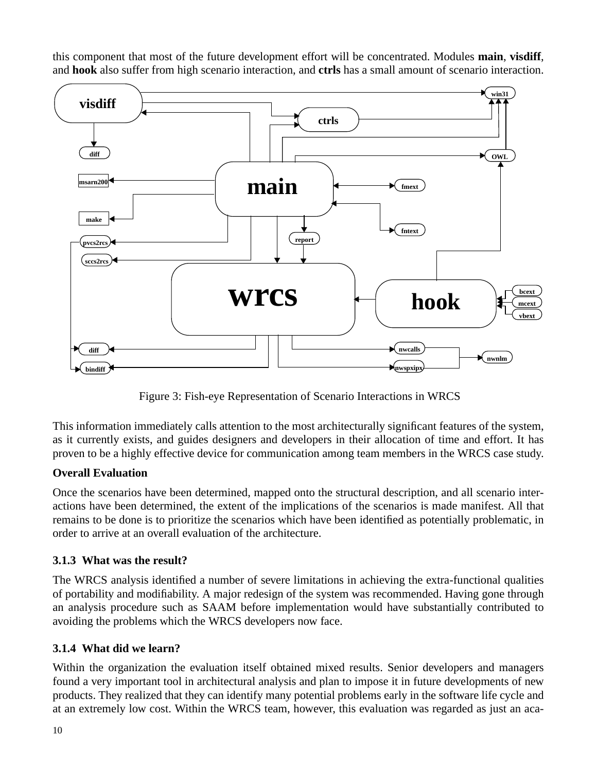this component that most of the future development effort will be concentrated. Modules **main**, **visdiff**, and **hook** also suffer from high scenario interaction, and **ctrls** has a small amount of scenario interaction.

Figure 3: Fish-eye Representation of Scenario Interactions in WRCS

This information immediately calls attention to the most architecturally significant features of the system, as it currently exists, and guides designers and developers in their allocation of time and effort. It has proven to be a highly effective device for communication among team members in the WRCS case study.

**Overall Evaluation**

Once the scenarios have been determined, mapped onto the structural description, and all scenario interactions have been determined, the extent of the implications of the scenarios is made manifest. All that remains to be done is to prioritize the scenarios which have been identified as potentially problematic, in order to arrive at an overall evaluation of the architecture.

### 3.1.3 What was the result?

The WRCS analysis identified a number of severe limitations in achieving the extra-functional qualities of portability and modifiability. A major redesign of the system was recommended. Having gone through an analysis procedure such as SAAM before implementation would have substantially contributed to avoiding the problems which the WRCS developers now face.

### 3.1.4 What did we learn?

Within the organization the evaluation itself obtained mixed results. Senior developers and managers found a very important tool in architectural analysis and plan to impose it in future developments of new products. They realized that they can identify many potential problems early in the software life cycle and at an extremely low cost. Within the WRCS team, however, this evaluation was regarded as just an aca-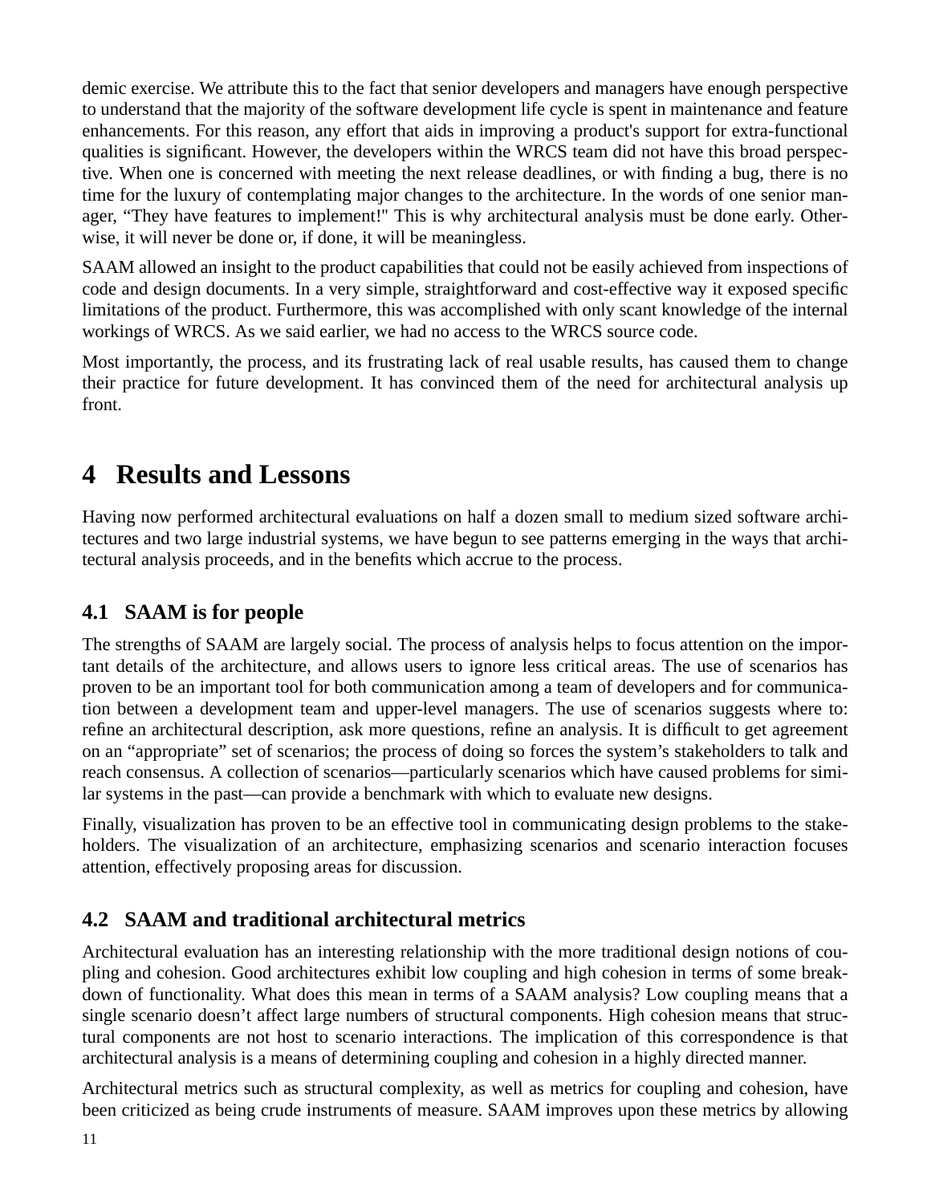demic exercise. We attribute this to the fact that senior developers and managers have enough perspective to understand that the majority of the software development life cycle is spent in maintenance and feature enhancements. For this reason, any effort that aids in improving a product's support for extra-functional qualities is significant. However, the developers within the WRCS team did not have this broad perspective. When one is concerned with meeting the next release deadlines, or with finding a bug, there is no time for the luxury of contemplating major changes to the architecture. In the words of one senior manager, "They have features to implement!" This is why architectural analysis must be done early. Otherwise, it will never be done or, if done, it will be meaningless.

SAAM allowed an insight to the product capabilities that could not be easily achieved from inspections of code and design documents. In a very simple, straightforward and cost-effective way it exposed specific limitations of the product. Furthermore, this was accomplished with only scant knowledge of the internal workings of WRCS. As we said earlier, we had no access to the WRCS source code.

Most importantly, the process, and its frustrating lack of real usable results, has caused them to change their practice for future development. It has convinced them of the need for architectural analysis up front.

# 4 Results and Lessons

Having now performed architectural evaluations on half a dozen small to medium sized software architectures and two large industrial systems, we have begun to see patterns emerging in the ways that architectural analysis proceeds, and in the benefits which accrue to the process.

## 4.1 SAAM is for people

The strengths of SAAM are largely social. The process of analysis helps to focus attention on the important details of the architecture, and allows users to ignore less critical areas. The use of scenarios has proven to be an important tool for both communication among a team of developers and for communication between a development team and upper-level managers. The use of scenarios suggests where to: refine an architectural description, ask more questions, refine an analysis. It is difficult to get agreement on an "appropriate" set of scenarios; the process of doing so forces the system's stakeholders to talk and reach consensus. A collection of scenarios—particularly scenarios which have caused problems for similar systems in the past—can provide a benchmark with which to evaluate new designs.

Finally, visualization has proven to be an effective tool in communicating design problems to the stakeholders. The visualization of an architecture, emphasizing scenarios and scenario interaction focuses attention, effectively proposing areas for discussion.

## 4.2 SAAM and traditional architectural metrics

Architectural evaluation has an interesting relationship with the more traditional design notions of coupling and cohesion. Good architectures exhibit low coupling and high cohesion in terms of some breakdown of functionality. What does this mean in terms of a SAAM analysis? Low coupling means that a single scenario doesn't affect large numbers of structural components. High cohesion means that structural components are not host to scenario interactions. The implication of this correspondence is that architectural analysis is a means of determining coupling and cohesion in a highly directed manner.

Architectural metrics such as structural complexity, as well as metrics for coupling and cohesion, have been criticized as being crude instruments of measure. SAAM improves upon these metrics by allowing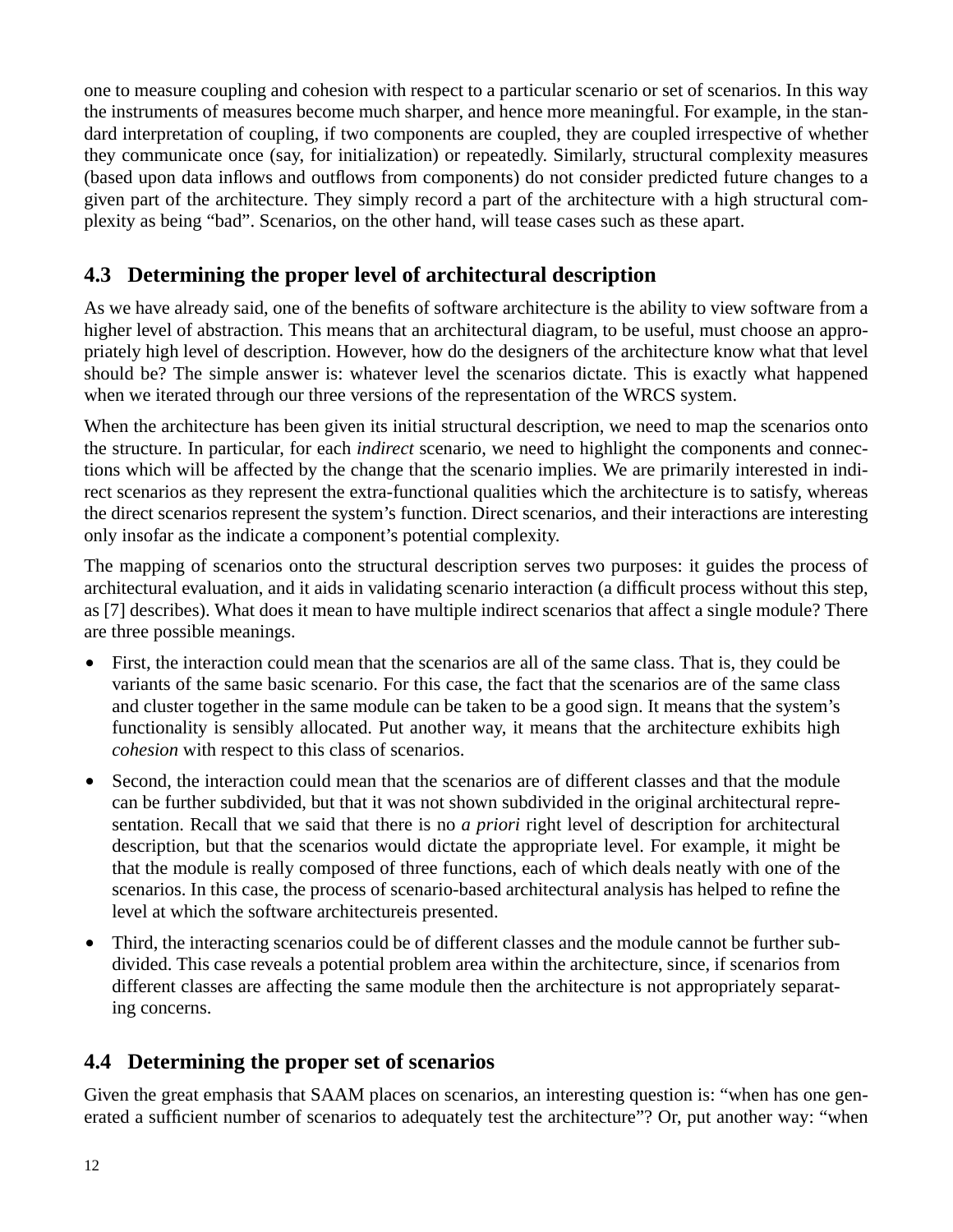one to measure coupling and cohesion with respect to a particular scenario or set of scenarios. In this way the instruments of measures become much sharper, and hence more meaningful. For example, in the standard interpretation of coupling, if two components are coupled, they are coupled irrespective of whether they communicate once (say, for initialization) or repeatedly. Similarly, structural complexity measures (based upon data inflows and outflows from components) do not consider predicted future changes to a given part of the architecture. They simply record a part of the architecture with a high structural complexity as being “bad”. Scenarios, on the other hand, will tease cases such as these apart.

## 4.3 Determining the proper level of architectural description

As we have already said, one of the benefits of software architecture is the ability to view software from a higher level of abstraction. This means that an architectural diagram, to be useful, must choose an appropriately high level of description. However, how do the designers of the architecture know what that level should be? The simple answer is: whatever level the scenarios dictate. This is exactly what happened when we iterated through our three versions of the representation of the WRCS system.

When the architecture has been given its initial structural description, we need to map the scenarios onto the structure. In particular, for each *indirect* scenario, we need to highlight the components and connections which will be affected by the change that the scenario implies. We are primarily interested in indirect scenarios as they represent the extra-functional qualities which the architecture is to satisfy, whereas the direct scenarios represent the system’s function. Direct scenarios, and their interactions are interesting only insofar as the indicate a component’s potential complexity.

The mapping of scenarios onto the structural description serves two purposes: it guides the process of architectural evaluation, and it aids in validating scenario interaction (a difficult process without this step, as [7] describes). What does it mean to have multiple indirect scenarios that affect a single module? There are three possible meanings.

- First, the interaction could mean that the scenarios are all of the same class. That is, they could be variants of the same basic scenario. For this case, the fact that the scenarios are of the same class and cluster together in the same module can be taken to be a good sign. It means that the system’s functionality is sensibly allocated. Put another way, it means that the architecture exhibits high *cohesion* with respect to this class of scenarios.
- Second, the interaction could mean that the scenarios are of different classes and that the module can be further subdivided, but that it was not shown subdivided in the original architectural representation. Recall that we said that there is no *a priori* right level of description for architectural description, but that the scenarios would dictate the appropriate level. For example, it might be that the module is really composed of three functions, each of which deals neatly with one of the scenarios. In this case, the process of scenario-based architectural analysis has helped to refine the level at which the software architectureis presented.
- Third, the interacting scenarios could be of different classes and the module cannot be further subdivided. This case reveals a potential problem area within the architecture, since, if scenarios from different classes are affecting the same module then the architecture is not appropriately separating concerns.

## 4.4 Determining the proper set of scenarios

Given the great emphasis that SAAM places on scenarios, an interesting question is: “when has one generated a sufficient number of scenarios to adequately test the architecture”? Or, put another way: “when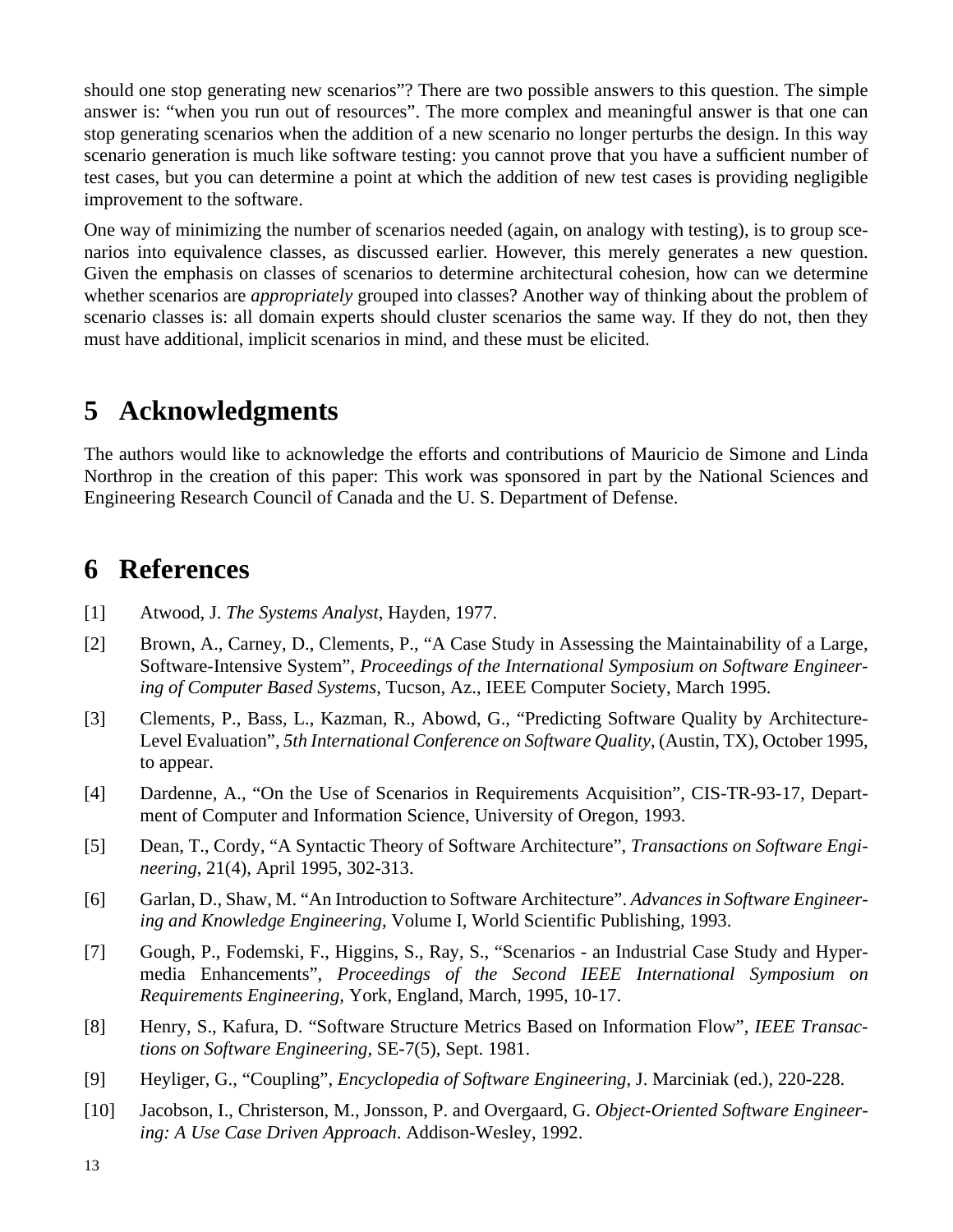should one stop generating new scenarios"? There are two possible answers to this question. The simple answer is: "when you run out of resources". The more complex and meaningful answer is that one can stop generating scenarios when the addition of a new scenario no longer perturbs the design. In this way scenario generation is much like software testing: you cannot prove that you have a sufficient number of test cases, but you can determine a point at which the addition of new test cases is providing negligible improvement to the software.

One way of minimizing the number of scenarios needed (again, on analogy with testing), is to group scenarios into equivalence classes, as discussed earlier. However, this merely generates a new question. Given the emphasis on classes of scenarios to determine architectural cohesion, how can we determine whether scenarios are *appropriately* grouped into classes? Another way of thinking about the problem of scenario classes is: all domain experts should cluster scenarios the same way. If they do not, then they must have additional, implicit scenarios in mind, and these must be elicited.

# 5 Acknowledgments

The authors would like to acknowledge the efforts and contributions of Mauricio de Simone and Linda Northrop in the creation of this paper: This work was sponsored in part by the National Sciences and Engineering Research Council of Canada and the U. S. Department of Defense.

# 6 References

[1] Atwood, J. *The Systems Analyst*, Hayden, 1977.

[2] Brown, A., Carney, D., Clements, P., "A Case Study in Assessing the Maintainability of a Large, Software-Intensive System", *Proceedings of the International Symposium on Software Engineering of Computer Based Systems*, Tucson, Az., IEEE Computer Society, March 1995.

[3] Clements, P., Bass, L., Kazman, R., Abowd, G., "Predicting Software Quality by Architecture-Level Evaluation", *5th International Conference on Software Quality*, (Austin, TX), October 1995, to appear.

[4] Dardenne, A., "On the Use of Scenarios in Requirements Acquisition", CIS-TR-93-17, Department of Computer and Information Science, University of Oregon, 1993.

[5] Dean, T., Cordy, "A Syntactic Theory of Software Architecture", *Transactions on Software Engineering*, 21(4), April 1995, 302-313.

[6] Garlan, D., Shaw, M. "An Introduction to Software Architecture". *Advances in Software Engineering and Knowledge Engineering*, Volume I, World Scientific Publishing, 1993.

[7] Gough, P., Fodemski, F., Higgins, S., Ray, S., "Scenarios - an Industrial Case Study and Hypermedia Enhancements", *Proceedings of the Second IEEE International Symposium on Requirements Engineering*, York, England, March, 1995, 10-17.

[8] Henry, S., Kafura, D. "Software Structure Metrics Based on Information Flow", *IEEE Transactions on Software Engineering*, SE-7(5), Sept. 1981.

[9] Heyliger, G., "Coupling", *Encyclopedia of Software Engineering*, J. Marciniak (ed.), 220-228.

[10] Jacobson, I., Christerson, M., Jonsson, P. and Overgaard, G. *Object-Oriented Software Engineering: A Use Case Driven Approach*. Addison-Wesley, 1992.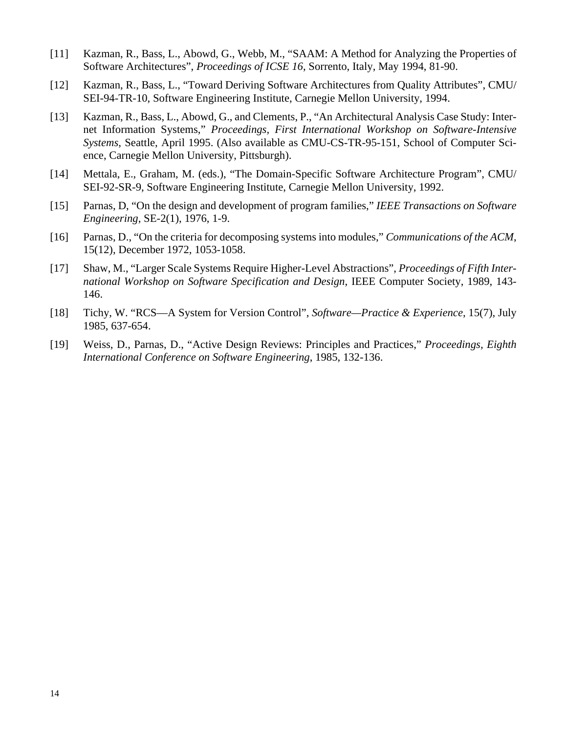[11] Kazman, R., Bass, L., Abowd, G., Webb, M., "SAAM: A Method for Analyzing the Properties of Software Architectures", *Proceedings of ICSE 16*, Sorrento, Italy, May 1994, 81-90.

[12] Kazman, R., Bass, L., "Toward Deriving Software Architectures from Quality Attributes", CMU/SEI-94-TR-10, Software Engineering Institute, Carnegie Mellon University, 1994.

[13] Kazman, R., Bass, L., Abowd, G., and Clements, P., "An Architectural Analysis Case Study: Internet Information Systems," *Proceedings, First International Workshop on Software-Intensive Systems*, Seattle, April 1995. (Also available as CMU-CS-TR-95-151, School of Computer Science, Carnegie Mellon University, Pittsburgh).

[14] Mettala, E., Graham, M. (eds.), "The Domain-Specific Software Architecture Program", CMU/SEI-92-SR-9, Software Engineering Institute, Carnegie Mellon University, 1992.

[15] Parnas, D, "On the design and development of program families," *IEEE Transactions on Software Engineering*, SE-2(1), 1976, 1-9.

[16] Parnas, D., "On the criteria for decomposing systems into modules," *Communications of the ACM*, 15(12), December 1972, 1053-1058.

[17] Shaw, M., "Larger Scale Systems Require Higher-Level Abstractions", *Proceedings of Fifth International Workshop on Software Specification and Design*, IEEE Computer Society, 1989, 143-146.

[18] Tichy, W. "RCS—A System for Version Control", *Software—Practice & Experience*, 15(7), July 1985, 637-654.

[19] Weiss, D., Parnas, D., "Active Design Reviews: Principles and Practices," *Proceedings, Eighth International Conference on Software Engineering*, 1985, 132-136.